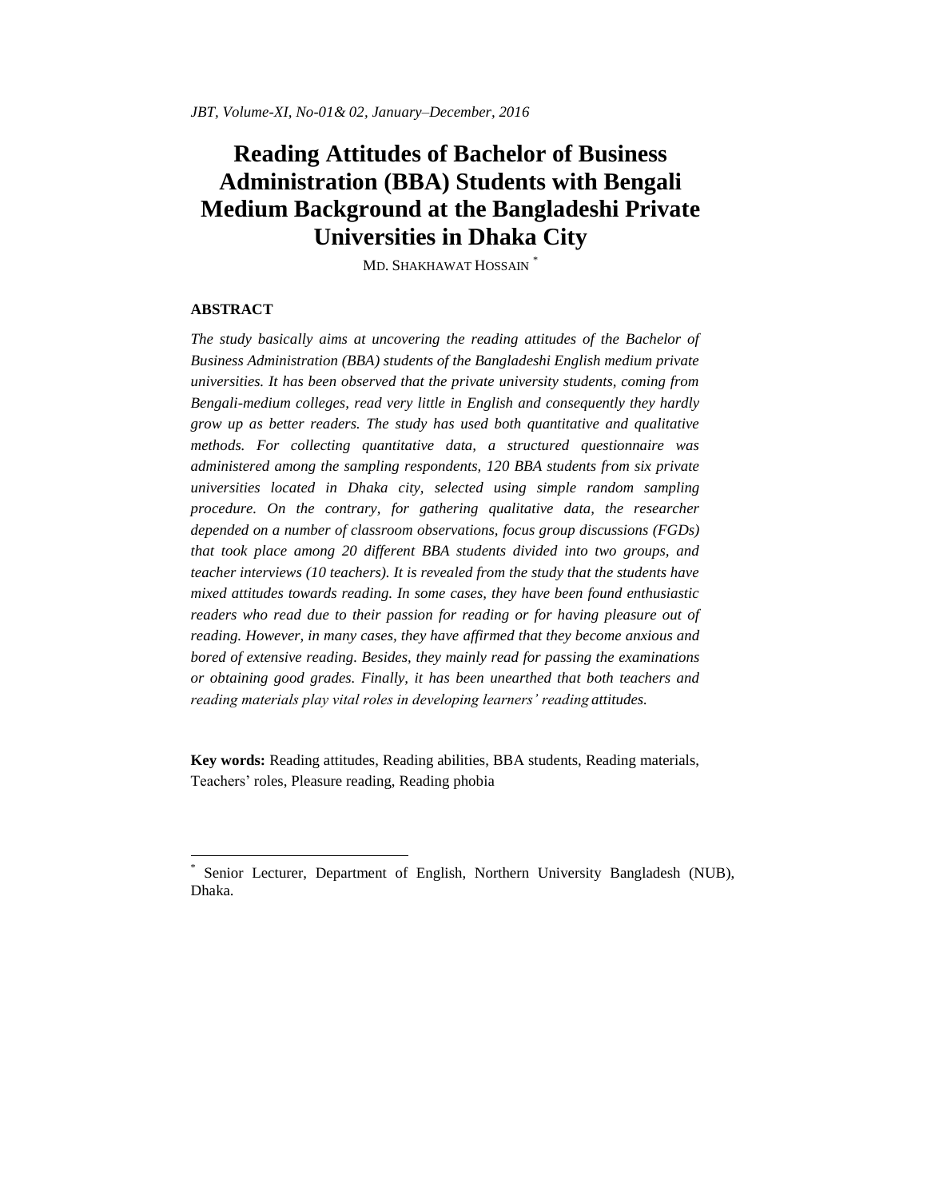# Reading Attitudes of Bachelor of Business Administration (BBA) Students with Bengali Medium Background at the Bangladeshi Private Universities in Dhaka City

MD. SHAKHAWAT HOSSAIN [*]

## ABSTRACT

*The study basically aims at uncovering the reading attitudes of the Bachelor of Business Administration (BBA) students of the Bangladeshi English medium private universities. It has been observed that the private university students, coming from Bengali-medium colleges, read very little in English and consequently they hardly grow up as better readers. The study has used both quantitative and qualitative methods. For collecting quantitative data, a structured questionnaire was administered among the sampling respondents, 120 BBA students from six private universities located in Dhaka city, selected using simple random sampling procedure. On the contrary, for gathering qualitative data, the researcher depended on a number of classroom observations, focus group discussions (FGDs) that took place among 20 different BBA students divided into two groups, and teacher interviews (10 teachers). It is revealed from the study that the students have mixed attitudes towards reading. In some cases, they have been found enthusiastic readers who read due to their passion for reading or for having pleasure out of reading. However, in many cases, they have affirmed that they become anxious and bored of extensive reading. Besides, they mainly read for passing the examinations or obtaining good grades. Finally, it has been unearthed that both teachers and reading materials play vital roles in developing learners' reading attitudes.*

**Key words:** Reading attitudes, Reading abilities, BBA students, Reading materials, Teachers' roles, Pleasure reading, Reading phobia

---

[*] Senior Lecturer, Department of English, Northern University Bangladesh (NUB), Dhaka.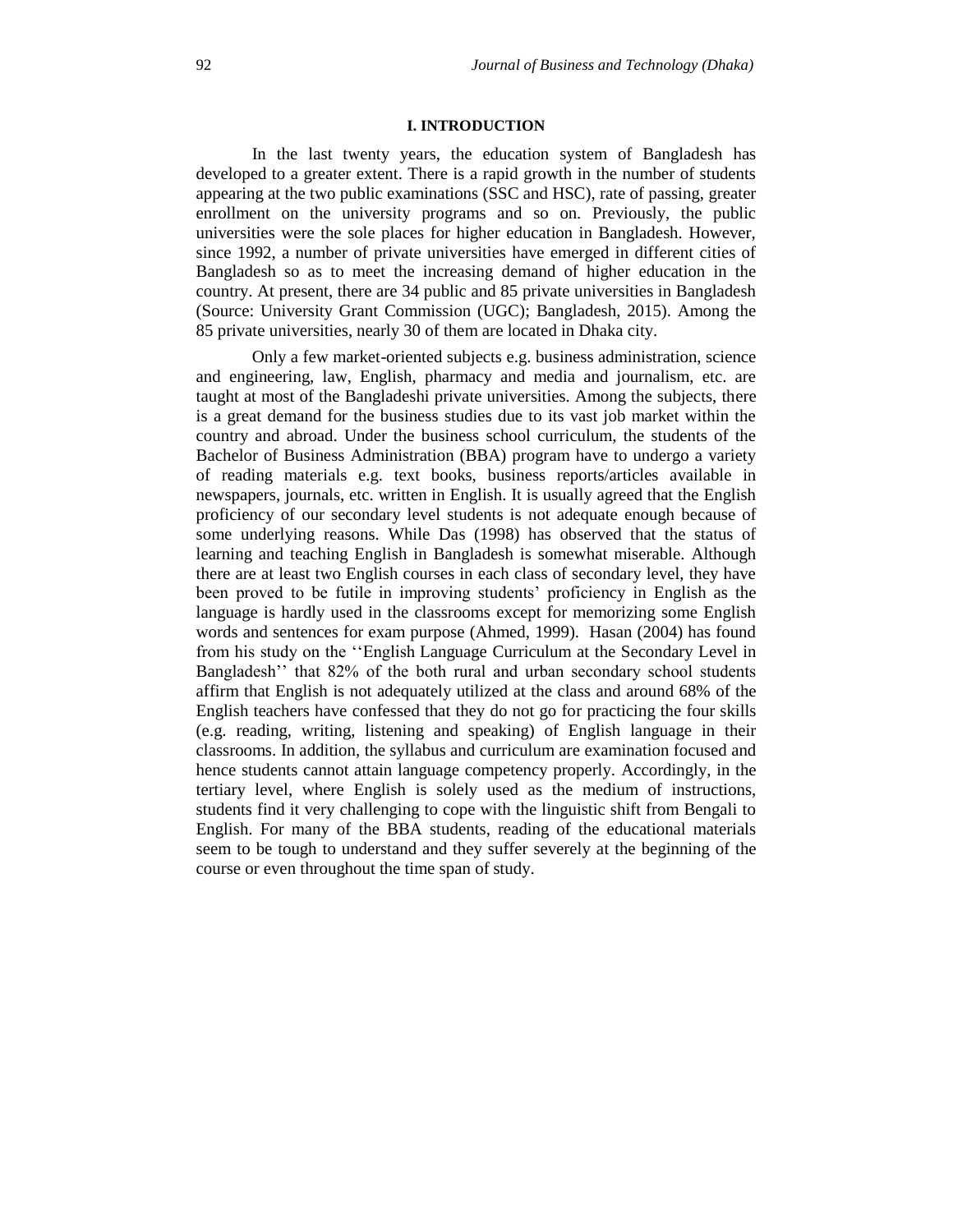## I. INTRODUCTION

In the last twenty years, the education system of Bangladesh has developed to a greater extent. There is a rapid growth in the number of students appearing at the two public examinations (SSC and HSC), rate of passing, greater enrollment on the university programs and so on. Previously, the public universities were the sole places for higher education in Bangladesh. However, since 1992, a number of private universities have emerged in different cities of Bangladesh so as to meet the increasing demand of higher education in the country. At present, there are 34 public and 85 private universities in Bangladesh (Source: University Grant Commission (UGC); Bangladesh, 2015). Among the 85 private universities, nearly 30 of them are located in Dhaka city.

Only a few market-oriented subjects e.g. business administration, science and engineering, law, English, pharmacy and media and journalism, etc. are taught at most of the Bangladeshi private universities. Among the subjects, there is a great demand for the business studies due to its vast job market within the country and abroad. Under the business school curriculum, the students of the Bachelor of Business Administration (BBA) program have to undergo a variety of reading materials e.g. text books, business reports/articles available in newspapers, journals, etc. written in English. It is usually agreed that the English proficiency of our secondary level students is not adequate enough because of some underlying reasons. While Das (1998) has observed that the status of learning and teaching English in Bangladesh is somewhat miserable. Although there are at least two English courses in each class of secondary level, they have been proved to be futile in improving students' proficiency in English as the language is hardly used in the classrooms except for memorizing some English words and sentences for exam purpose (Ahmed, 1999). Hasan (2004) has found from his study on the ''English Language Curriculum at the Secondary Level in Bangladesh'' that 82% of the both rural and urban secondary school students affirm that English is not adequately utilized at the class and around 68% of the English teachers have confessed that they do not go for practicing the four skills (e.g. reading, writing, listening and speaking) of English language in their classrooms. In addition, the syllabus and curriculum are examination focused and hence students cannot attain language competency properly. Accordingly, in the tertiary level, where English is solely used as the medium of instructions, students find it very challenging to cope with the linguistic shift from Bengali to English. For many of the BBA students, reading of the educational materials seem to be tough to understand and they suffer severely at the beginning of the course or even throughout the time span of study.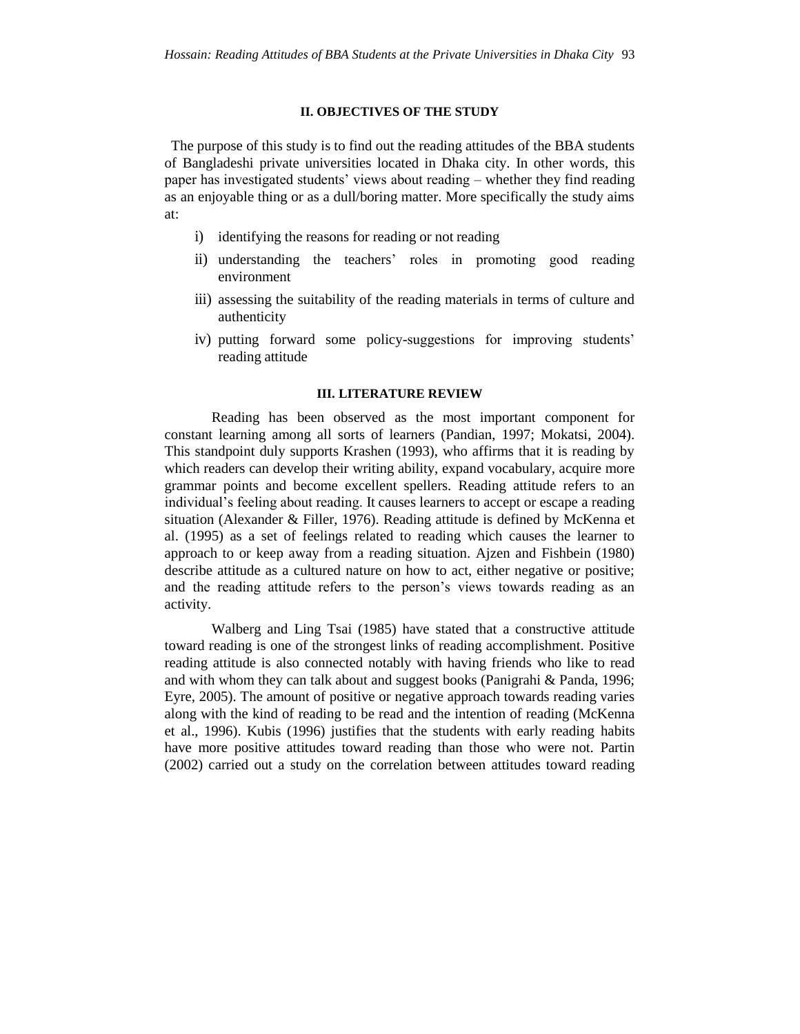## II. OBJECTIVES OF THE STUDY

The purpose of this study is to find out the reading attitudes of the BBA students of Bangladeshi private universities located in Dhaka city. In other words, this paper has investigated students' views about reading – whether they find reading as an enjoyable thing or as a dull/boring matter. More specifically the study aims at:

i) identifying the reasons for reading or not reading
ii) understanding the teachers' roles in promoting good reading environment
iii) assessing the suitability of the reading materials in terms of culture and authenticity
iv) putting forward some policy-suggestions for improving students' reading attitude

## III. LITERATURE REVIEW

Reading has been observed as the most important component for constant learning among all sorts of learners (Pandian, 1997; Mokatsi, 2004). This standpoint duly supports Krashen (1993), who affirms that it is reading by which readers can develop their writing ability, expand vocabulary, acquire more grammar points and become excellent spellers. Reading attitude refers to an individual's feeling about reading. It causes learners to accept or escape a reading situation (Alexander & Filler, 1976). Reading attitude is defined by McKenna et al. (1995) as a set of feelings related to reading which causes the learner to approach to or keep away from a reading situation. Ajzen and Fishbein (1980) describe attitude as a cultured nature on how to act, either negative or positive; and the reading attitude refers to the person's views towards reading as an activity.

Walberg and Ling Tsai (1985) have stated that a constructive attitude toward reading is one of the strongest links of reading accomplishment. Positive reading attitude is also connected notably with having friends who like to read and with whom they can talk about and suggest books (Panigrahi & Panda, 1996; Eyre, 2005). The amount of positive or negative approach towards reading varies along with the kind of reading to be read and the intention of reading (McKenna et al., 1996). Kubis (1996) justifies that the students with early reading habits have more positive attitudes toward reading than those who were not. Partin (2002) carried out a study on the correlation between attitudes toward reading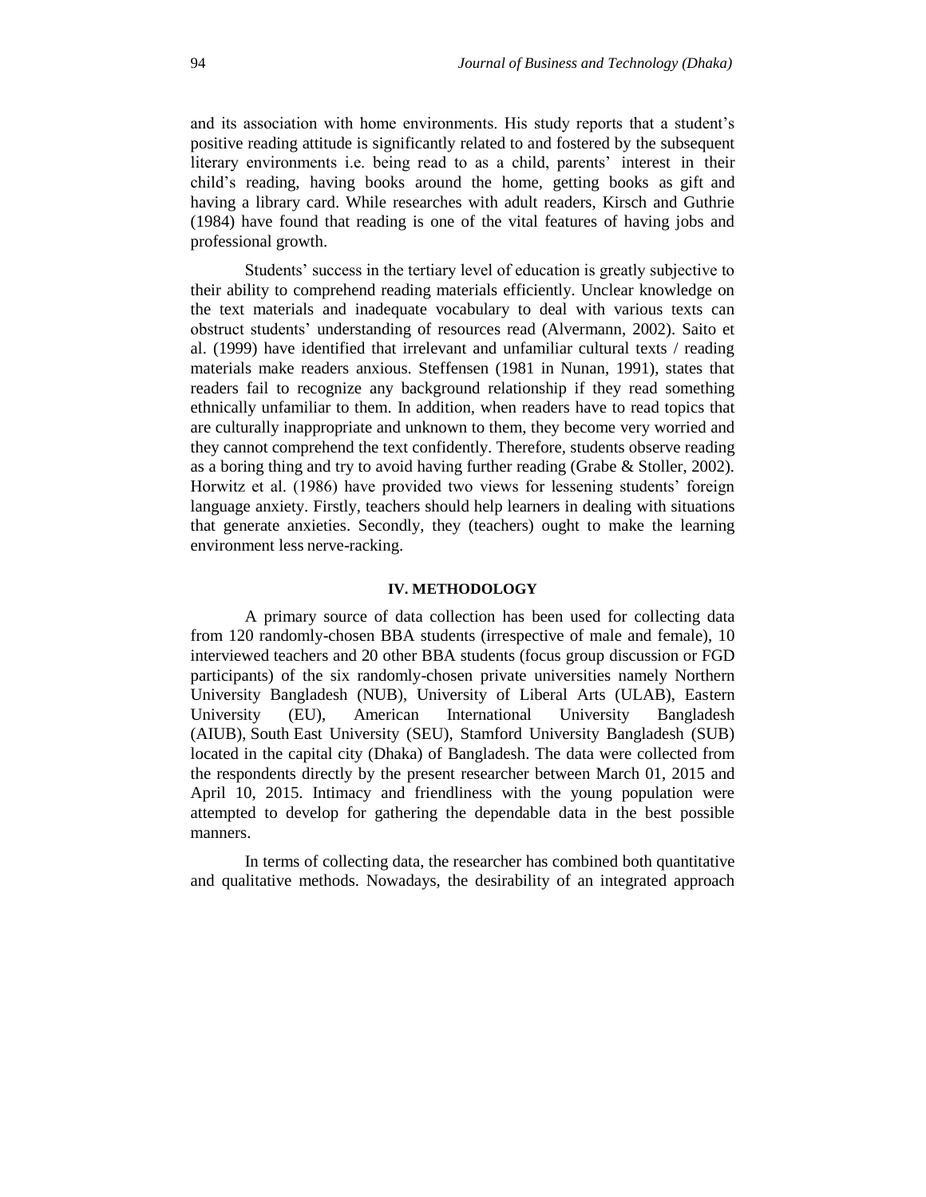and its association with home environments. His study reports that a student's positive reading attitude is significantly related to and fostered by the subsequent literary environments i.e. being read to as a child, parents' interest in their child's reading, having books around the home, getting books as gift and having a library card. While researches with adult readers, Kirsch and Guthrie (1984) have found that reading is one of the vital features of having jobs and professional growth.

Students' success in the tertiary level of education is greatly subjective to their ability to comprehend reading materials efficiently. Unclear knowledge on the text materials and inadequate vocabulary to deal with various texts can obstruct students' understanding of resources read (Alvermann, 2002). Saito et al. (1999) have identified that irrelevant and unfamiliar cultural texts / reading materials make readers anxious. Steffensen (1981 in Nunan, 1991), states that readers fail to recognize any background relationship if they read something ethnically unfamiliar to them. In addition, when readers have to read topics that are culturally inappropriate and unknown to them, they become very worried and they cannot comprehend the text confidently. Therefore, students observe reading as a boring thing and try to avoid having further reading (Grabe & Stoller, 2002). Horwitz et al. (1986) have provided two views for lessening students' foreign language anxiety. Firstly, teachers should help learners in dealing with situations that generate anxieties. Secondly, they (teachers) ought to make the learning environment less nerve-racking.

## IV. METHODOLOGY

A primary source of data collection has been used for collecting data from 120 randomly-chosen BBA students (irrespective of male and female), 10 interviewed teachers and 20 other BBA students (focus group discussion or FGD participants) of the six randomly-chosen private universities namely Northern University Bangladesh (NUB), University of Liberal Arts (ULAB), Eastern University (EU), American International University Bangladesh (AIUB), South East University (SEU), Stamford University Bangladesh (SUB) located in the capital city (Dhaka) of Bangladesh. The data were collected from the respondents directly by the present researcher between March 01, 2015 and April 10, 2015. Intimacy and friendliness with the young population were attempted to develop for gathering the dependable data in the best possible manners.

In terms of collecting data, the researcher has combined both quantitative and qualitative methods. Nowadays, the desirability of an integrated approach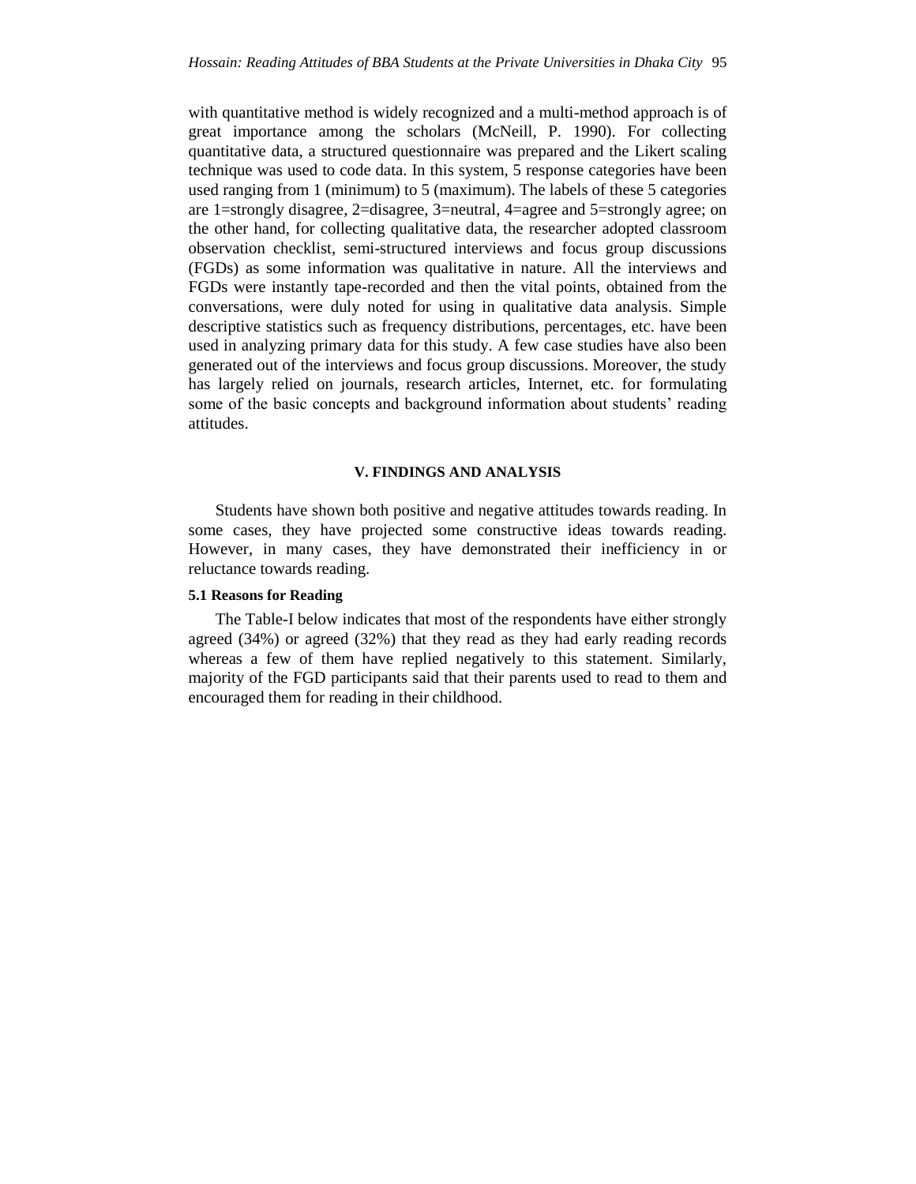with quantitative method is widely recognized and a multi-method approach is of great importance among the scholars (McNeill, P. 1990). For collecting quantitative data, a structured questionnaire was prepared and the Likert scaling technique was used to code data. In this system, 5 response categories have been used ranging from 1 (minimum) to 5 (maximum). The labels of these 5 categories are 1=strongly disagree, 2=disagree, 3=neutral, 4=agree and 5=strongly agree; on the other hand, for collecting qualitative data, the researcher adopted classroom observation checklist, semi-structured interviews and focus group discussions (FGDs) as some information was qualitative in nature. All the interviews and FGDs were instantly tape-recorded and then the vital points, obtained from the conversations, were duly noted for using in qualitative data analysis. Simple descriptive statistics such as frequency distributions, percentages, etc. have been used in analyzing primary data for this study. A few case studies have also been generated out of the interviews and focus group discussions. Moreover, the study has largely relied on journals, research articles, Internet, etc. for formulating some of the basic concepts and background information about students' reading attitudes.

## V. FINDINGS AND ANALYSIS

Students have shown both positive and negative attitudes towards reading. In some cases, they have projected some constructive ideas towards reading. However, in many cases, they have demonstrated their inefficiency in or reluctance towards reading.

### 5.1 Reasons for Reading

The Table-I below indicates that most of the respondents have either strongly agreed (34%) or agreed (32%) that they read as they had early reading records whereas a few of them have replied negatively to this statement. Similarly, majority of the FGD participants said that their parents used to read to them and encouraged them for reading in their childhood.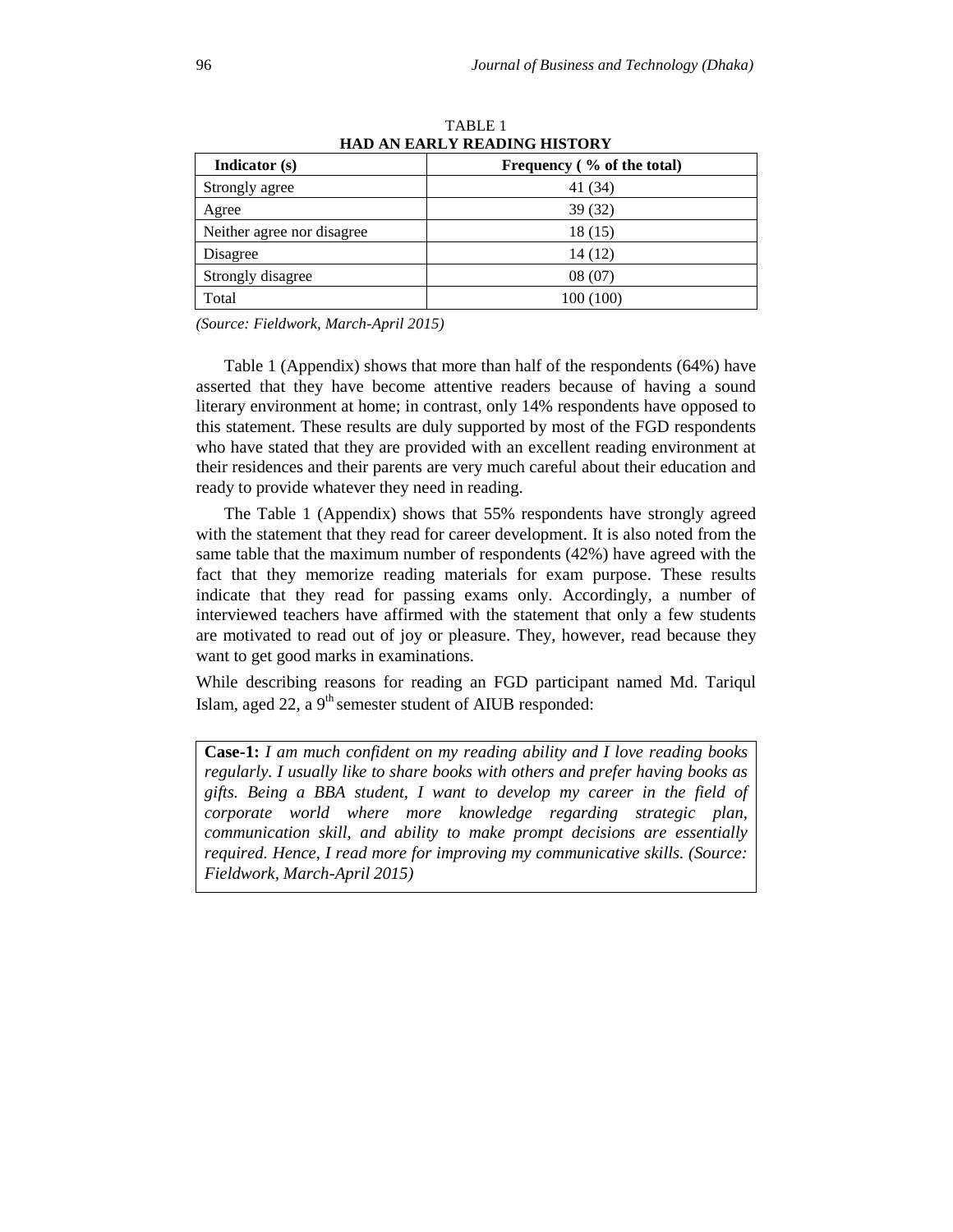TABLE 1

**HAD AN EARLY READING HISTORY**

| Indicator (s) | Frequency ( % of the total) |
|---|---|
| Strongly agree | 41 (34) |
| Agree | 39 (32) |
| Neither agree nor disagree | 18 (15) |
| Disagree | 14 (12) |
| Strongly disagree | 08 (07) |
| Total | 100 (100) |

*(Source: Fieldwork, March-April 2015)*

Table 1 (Appendix) shows that more than half of the respondents (64%) have asserted that they have become attentive readers because of having a sound literary environment at home; in contrast, only 14% respondents have opposed to this statement. These results are duly supported by most of the FGD respondents who have stated that they are provided with an excellent reading environment at their residences and their parents are very much careful about their education and ready to provide whatever they need in reading.

The Table 1 (Appendix) shows that 55% respondents have strongly agreed with the statement that they read for career development. It is also noted from the same table that the maximum number of respondents (42%) have agreed with the fact that they memorize reading materials for exam purpose. These results indicate that they read for passing exams only. Accordingly, a number of interviewed teachers have affirmed with the statement that only a few students are motivated to read out of joy or pleasure. They, however, read because they want to get good marks in examinations.

While describing reasons for reading an FGD participant named Md. Tariqul Islam, aged 22, a 9th semester student of AIUB responded:

> **Case-1:** *I am much confident on my reading ability and I love reading books regularly. I usually like to share books with others and prefer having books as gifts. Being a BBA student, I want to develop my career in the field of corporate world where more knowledge regarding strategic plan, communication skill, and ability to make prompt decisions are essentially required. Hence, I read more for improving my communicative skills. (Source: Fieldwork, March-April 2015)*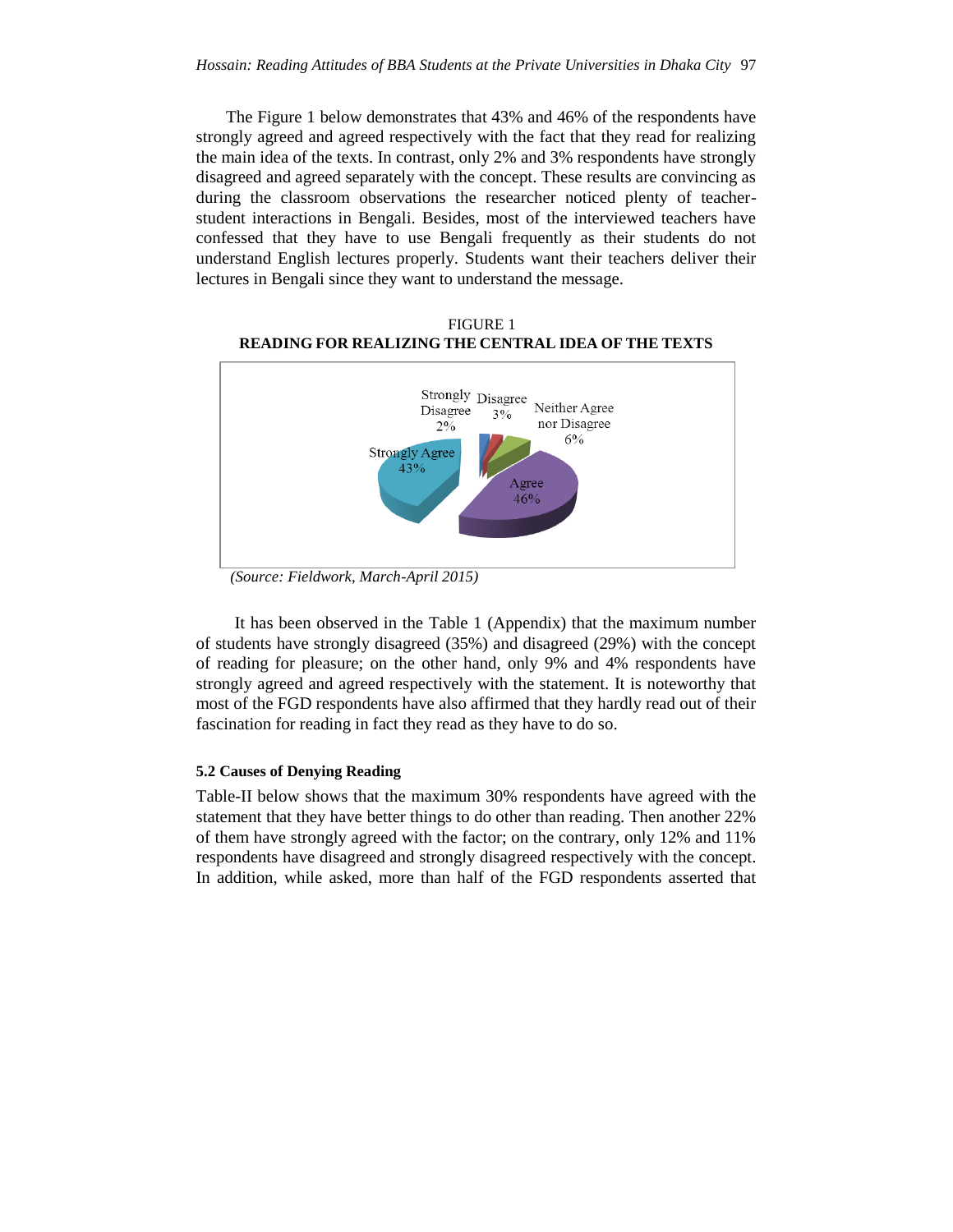The Figure 1 below demonstrates that 43% and 46% of the respondents have strongly agreed and agreed respectively with the fact that they read for realizing the main idea of the texts. In contrast, only 2% and 3% respondents have strongly disagreed and agreed separately with the concept. These results are convincing as during the classroom observations the researcher noticed plenty of teacher-student interactions in Bengali. Besides, most of the interviewed teachers have confessed that they have to use Bengali frequently as their students do not understand English lectures properly. Students want their teachers deliver their lectures in Bengali since they want to understand the message.

FIGURE 1
**READING FOR REALIZING THE CENTRAL IDEA OF THE TEXTS**

Strongly Disagree 2%
Disagree 3%
Neither Agree nor Disagree 6%
Strongly Agree 43%
Agree 46%

*(Source: Fieldwork, March-April 2015)*

It has been observed in the Table 1 (Appendix) that the maximum number of students have strongly disagreed (35%) and disagreed (29%) with the concept of reading for pleasure; on the other hand, only 9% and 4% respondents have strongly agreed and agreed respectively with the statement. It is noteworthy that most of the FGD respondents have also affirmed that they hardly read out of their fascination for reading in fact they read as they have to do so.

### 5.2 Causes of Denying Reading

Table-II below shows that the maximum 30% respondents have agreed with the statement that they have better things to do other than reading. Then another 22% of them have strongly agreed with the factor; on the contrary, only 12% and 11% respondents have disagreed and strongly disagreed respectively with the concept. In addition, while asked, more than half of the FGD respondents asserted that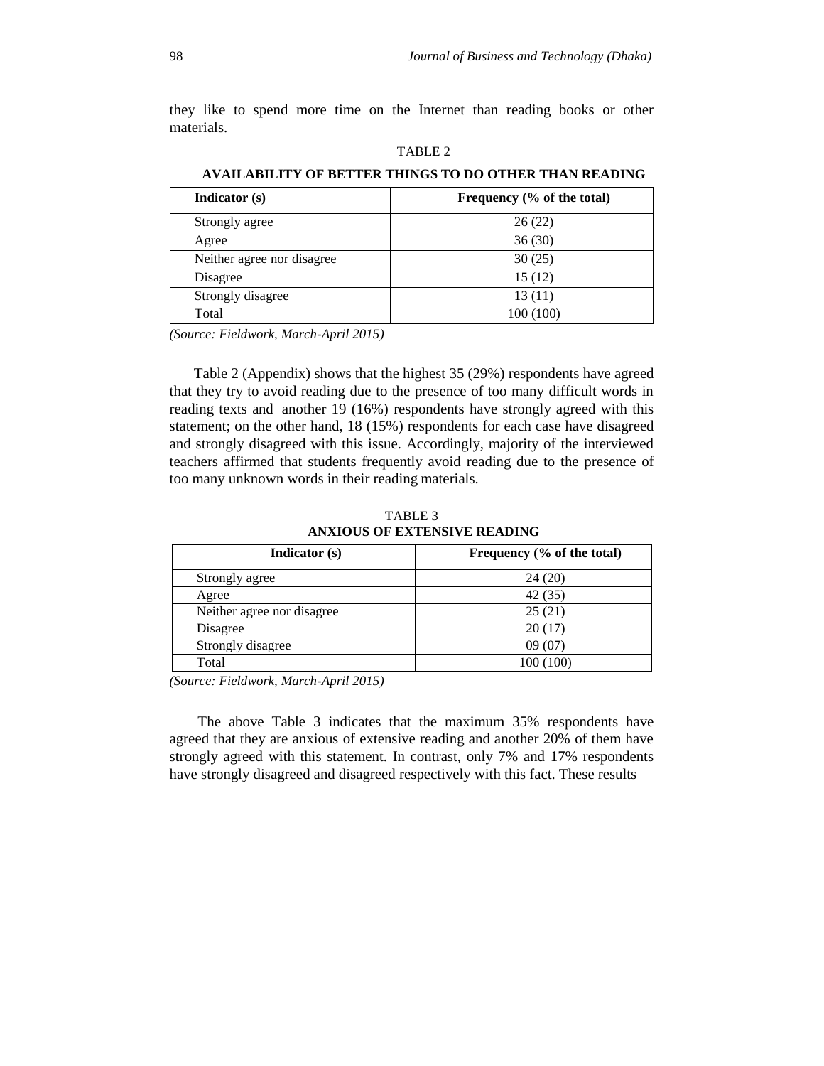they like to spend more time on the Internet than reading books or other materials.

TABLE 2

**AVAILABILITY OF BETTER THINGS TO DO OTHER THAN READING**

| Indicator (s) | Frequency (% of the total) |
|---|---|
| Strongly agree | 26 (22) |
| Agree | 36 (30) |
| Neither agree nor disagree | 30 (25) |
| Disagree | 15 (12) |
| Strongly disagree | 13 (11) |
| Total | 100 (100) |

*(Source: Fieldwork, March-April 2015)*

Table 2 (Appendix) shows that the highest 35 (29%) respondents have agreed that they try to avoid reading due to the presence of too many difficult words in reading texts and another 19 (16%) respondents have strongly agreed with this statement; on the other hand, 18 (15%) respondents for each case have disagreed and strongly disagreed with this issue. Accordingly, majority of the interviewed teachers affirmed that students frequently avoid reading due to the presence of too many unknown words in their reading materials.

TABLE 3

**ANXIOUS OF EXTENSIVE READING**

| Indicator (s) | Frequency (% of the total) |
|---|---|
| Strongly agree | 24 (20) |
| Agree | 42 (35) |
| Neither agree nor disagree | 25 (21) |
| Disagree | 20 (17) |
| Strongly disagree | 09 (07) |
| Total | 100 (100) |

*(Source: Fieldwork, March-April 2015)*

The above Table 3 indicates that the maximum 35% respondents have agreed that they are anxious of extensive reading and another 20% of them have strongly agreed with this statement. In contrast, only 7% and 17% respondents have strongly disagreed and disagreed respectively with this fact. These results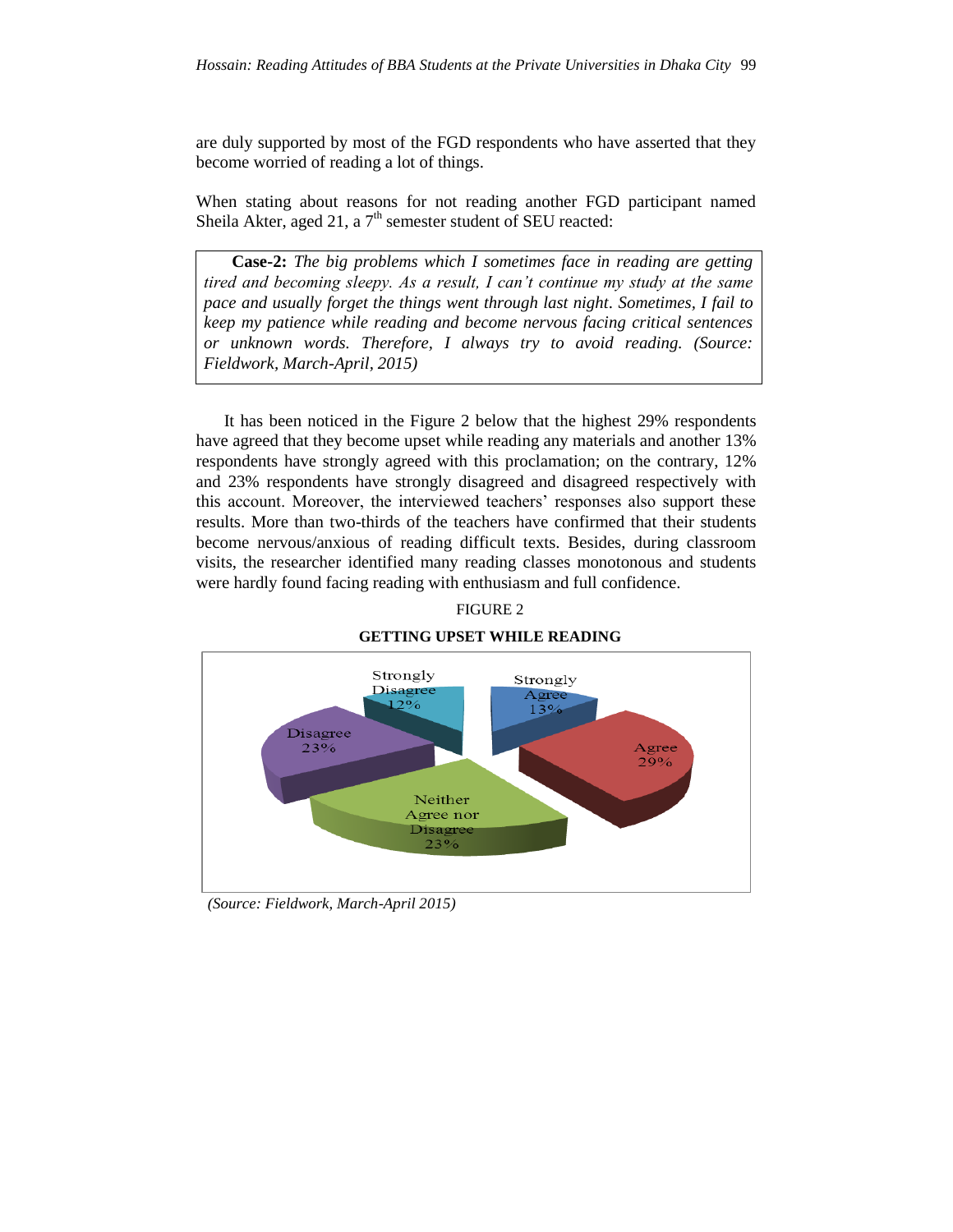are duly supported by most of the FGD respondents who have asserted that they become worried of reading a lot of things.

When stating about reasons for not reading another FGD participant named Sheila Akter, aged 21, a 7th semester student of SEU reacted:

> **Case-2:** *The big problems which I sometimes face in reading are getting tired and becoming sleepy. As a result, I can't continue my study at the same pace and usually forget the things went through last night. Sometimes, I fail to keep my patience while reading and become nervous facing critical sentences or unknown words. Therefore, I always try to avoid reading. (Source: Fieldwork, March-April, 2015)*

It has been noticed in the Figure 2 below that the highest 29% respondents have agreed that they become upset while reading any materials and another 13% respondents have strongly agreed with this proclamation; on the contrary, 12% and 23% respondents have strongly disagreed and disagreed respectively with this account. Moreover, the interviewed teachers' responses also support these results. More than two-thirds of the teachers have confirmed that their students become nervous/anxious of reading difficult texts. Besides, during classroom visits, the researcher identified many reading classes monotonous and students were hardly found facing reading with enthusiasm and full confidence.

FIGURE 2

**GETTING UPSET WHILE READING**

| Response | Percentage |
|---|---|
| Strongly Agree | 13% |
| Agree | 29% |
| Neither Agree nor Disagree | 23% |
| Disagree | 23% |
| Strongly Disagree | 12% |

*(Source: Fieldwork, March-April 2015)*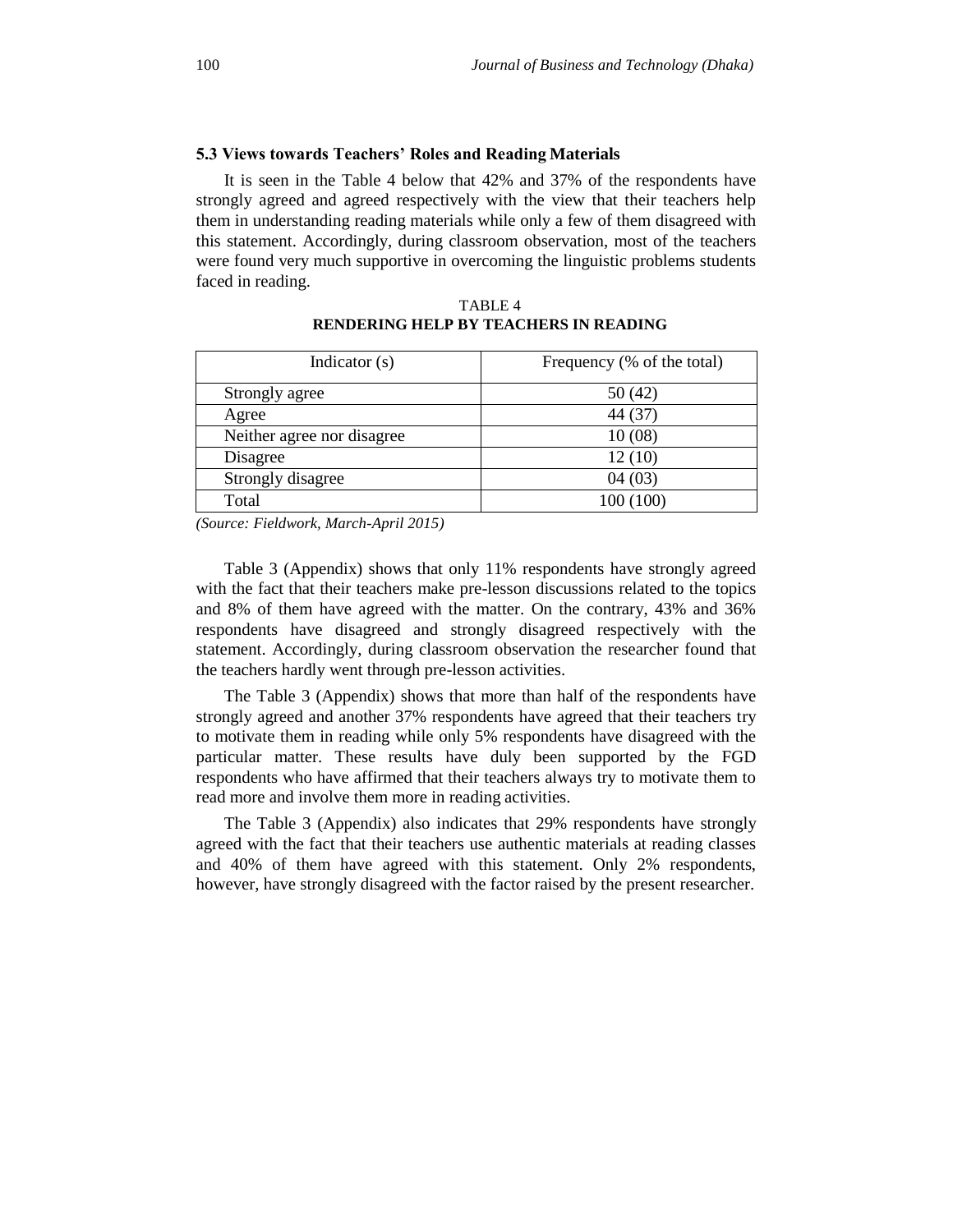### 5.3 Views towards Teachers' Roles and Reading Materials

It is seen in the Table 4 below that 42% and 37% of the respondents have strongly agreed and agreed respectively with the view that their teachers help them in understanding reading materials while only a few of them disagreed with this statement. Accordingly, during classroom observation, most of the teachers were found very much supportive in overcoming the linguistic problems students faced in reading.

TABLE 4
**RENDERING HELP BY TEACHERS IN READING**

| Indicator (s) | Frequency (% of the total) |
|---|---|
| Strongly agree | 50 (42) |
| Agree | 44 (37) |
| Neither agree nor disagree | 10 (08) |
| Disagree | 12 (10) |
| Strongly disagree | 04 (03) |
| Total | 100 (100) |

*(Source: Fieldwork, March-April 2015)*

Table 3 (Appendix) shows that only 11% respondents have strongly agreed with the fact that their teachers make pre-lesson discussions related to the topics and 8% of them have agreed with the matter. On the contrary, 43% and 36% respondents have disagreed and strongly disagreed respectively with the statement. Accordingly, during classroom observation the researcher found that the teachers hardly went through pre-lesson activities.

The Table 3 (Appendix) shows that more than half of the respondents have strongly agreed and another 37% respondents have agreed that their teachers try to motivate them in reading while only 5% respondents have disagreed with the particular matter. These results have duly been supported by the FGD respondents who have affirmed that their teachers always try to motivate them to read more and involve them more in reading activities.

The Table 3 (Appendix) also indicates that 29% respondents have strongly agreed with the fact that their teachers use authentic materials at reading classes and 40% of them have agreed with this statement. Only 2% respondents, however, have strongly disagreed with the factor raised by the present researcher.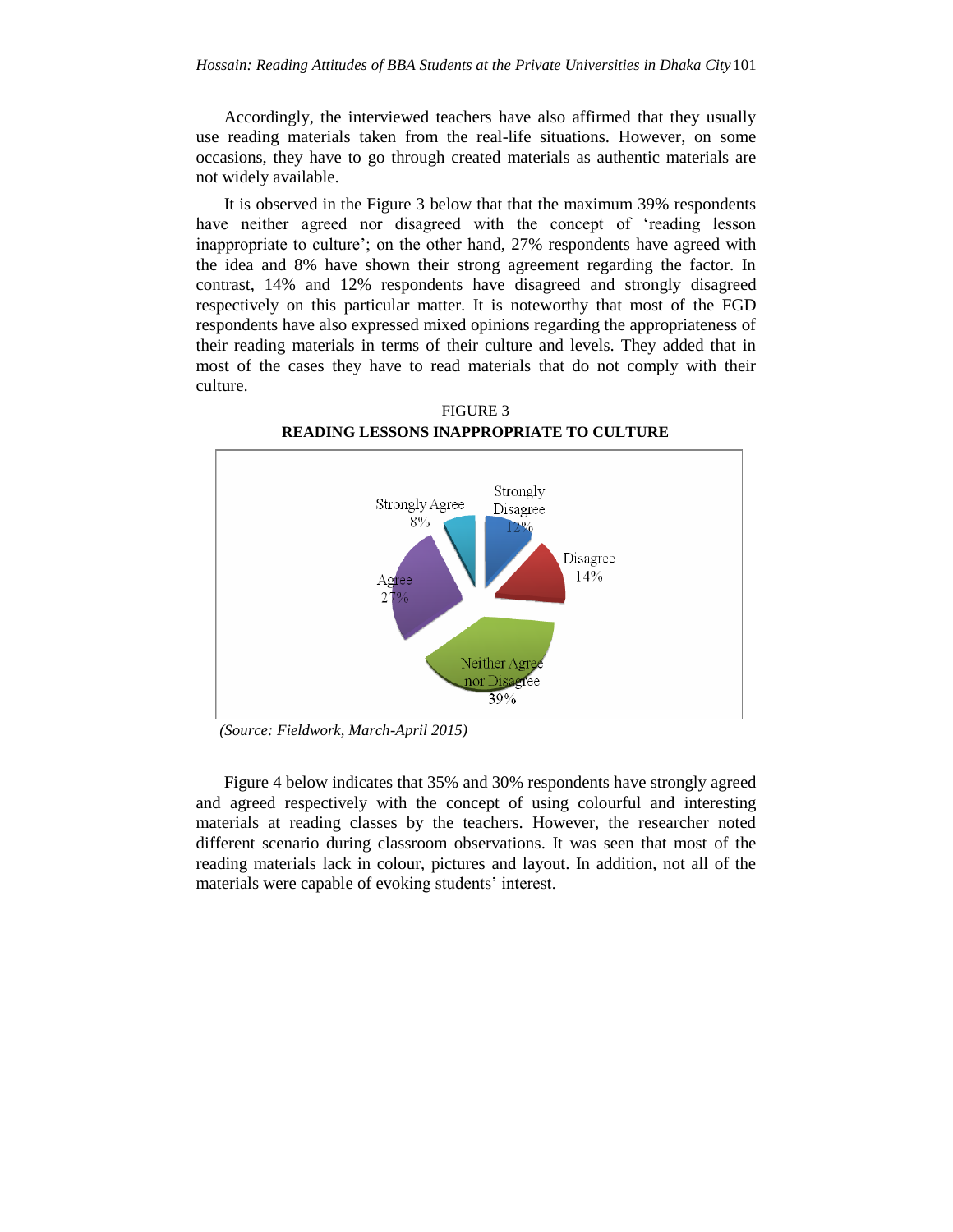Accordingly, the interviewed teachers have also affirmed that they usually use reading materials taken from the real-life situations. However, on some occasions, they have to go through created materials as authentic materials are not widely available.

It is observed in the Figure 3 below that that the maximum 39% respondents have neither agreed nor disagreed with the concept of 'reading lesson inappropriate to culture'; on the other hand, 27% respondents have agreed with the idea and 8% have shown their strong agreement regarding the factor. In contrast, 14% and 12% respondents have disagreed and strongly disagreed respectively on this particular matter. It is noteworthy that most of the FGD respondents have also expressed mixed opinions regarding the appropriateness of their reading materials in terms of their culture and levels. They added that in most of the cases they have to read materials that do not comply with their culture.

FIGURE 3

**READING LESSONS INAPPROPRIATE TO CULTURE**

Strongly Agree 8%

Strongly Disagree 12%

Disagree 14%

Agree 27%

Neither Agree nor Disagree 39%

*(Source: Fieldwork, March-April 2015)*

Figure 4 below indicates that 35% and 30% respondents have strongly agreed and agreed respectively with the concept of using colourful and interesting materials at reading classes by the teachers. However, the researcher noted different scenario during classroom observations. It was seen that most of the reading materials lack in colour, pictures and layout. In addition, not all of the materials were capable of evoking students' interest.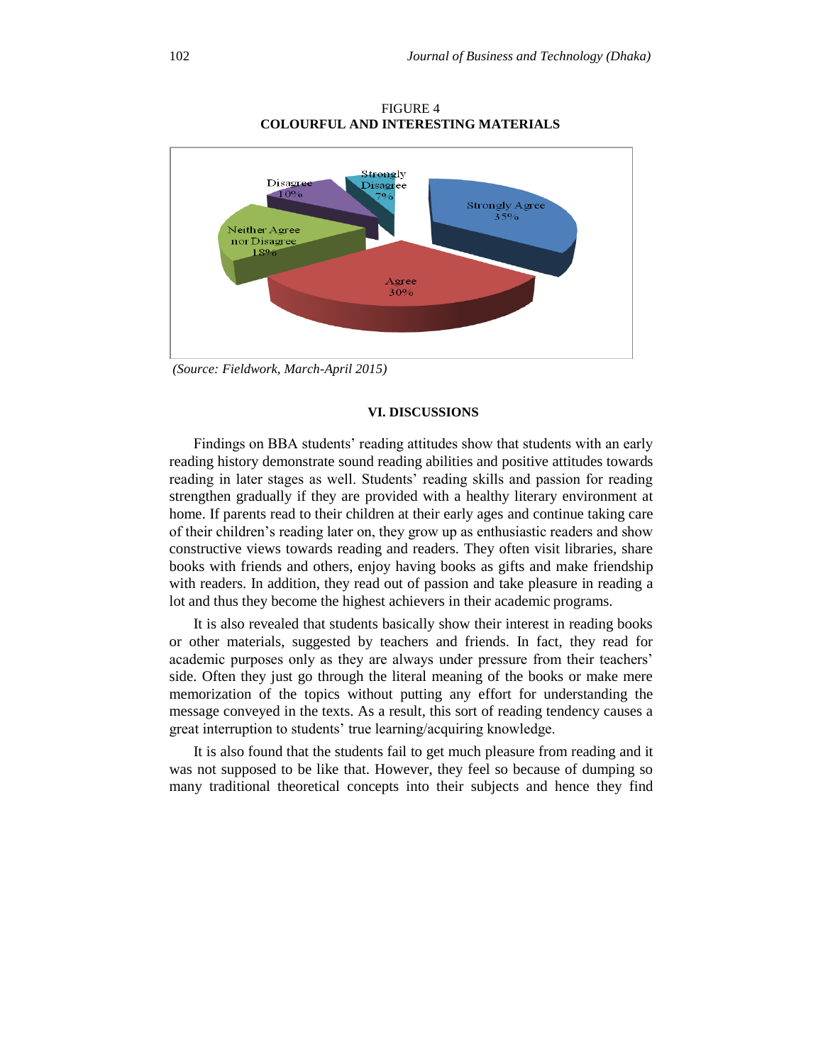FIGURE 4
**COLOURFUL AND INTERESTING MATERIALS**

Strongly Agree 35%
Agree 30%
Neither Agree nor Disagree 18%
Disagree 10%
Strongly Disagree 7%

*(Source: Fieldwork, March-April 2015)*

## VI. DISCUSSIONS

Findings on BBA students' reading attitudes show that students with an early reading history demonstrate sound reading abilities and positive attitudes towards reading in later stages as well. Students' reading skills and passion for reading strengthen gradually if they are provided with a healthy literary environment at home. If parents read to their children at their early ages and continue taking care of their children's reading later on, they grow up as enthusiastic readers and show constructive views towards reading and readers. They often visit libraries, share books with friends and others, enjoy having books as gifts and make friendship with readers. In addition, they read out of passion and take pleasure in reading a lot and thus they become the highest achievers in their academic programs.

It is also revealed that students basically show their interest in reading books or other materials, suggested by teachers and friends. In fact, they read for academic purposes only as they are always under pressure from their teachers' side. Often they just go through the literal meaning of the books or make mere memorization of the topics without putting any effort for understanding the message conveyed in the texts. As a result, this sort of reading tendency causes a great interruption to students' true learning/acquiring knowledge.

It is also found that the students fail to get much pleasure from reading and it was not supposed to be like that. However, they feel so because of dumping so many traditional theoretical concepts into their subjects and hence they find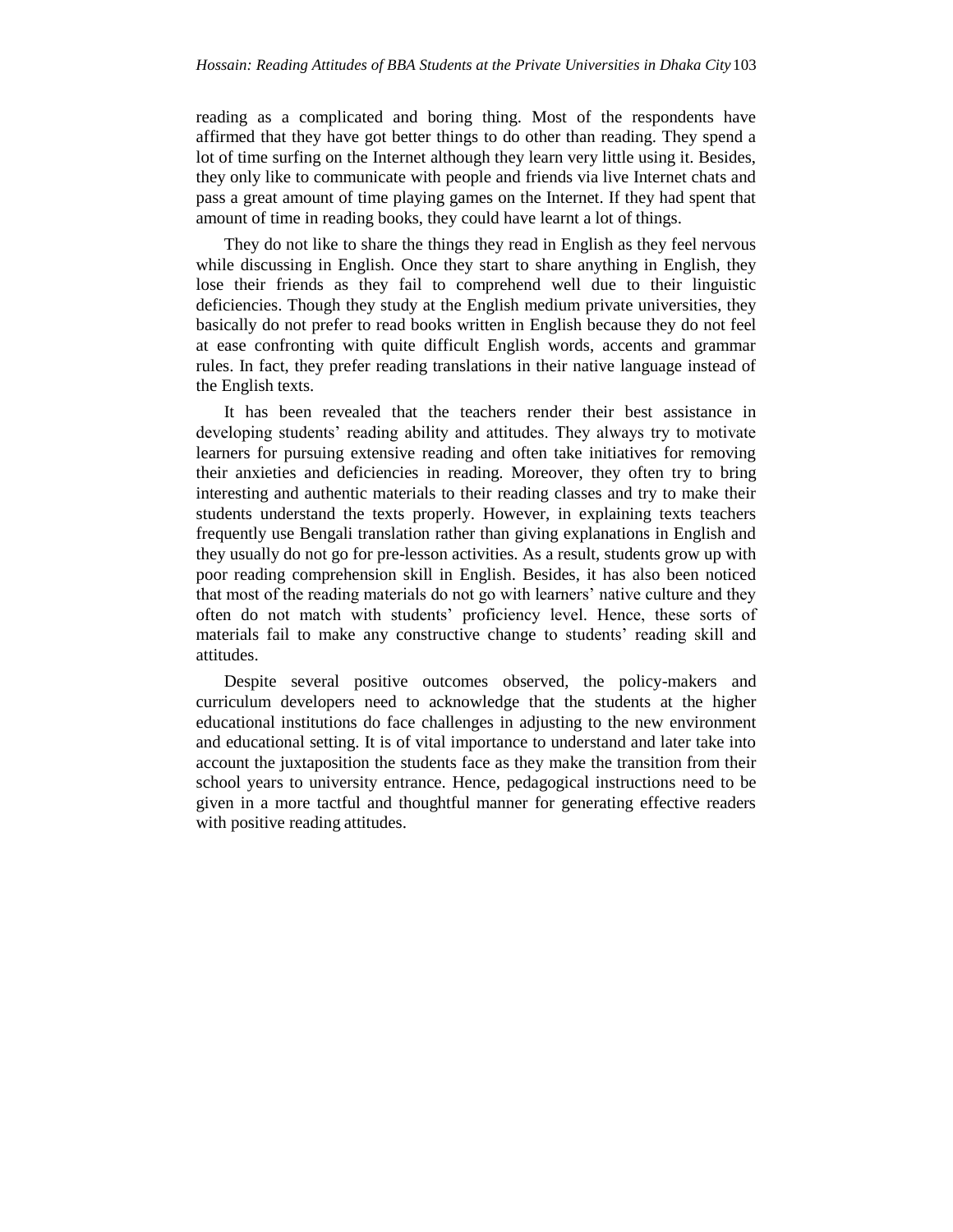reading as a complicated and boring thing. Most of the respondents have affirmed that they have got better things to do other than reading. They spend a lot of time surfing on the Internet although they learn very little using it. Besides, they only like to communicate with people and friends via live Internet chats and pass a great amount of time playing games on the Internet. If they had spent that amount of time in reading books, they could have learnt a lot of things.

They do not like to share the things they read in English as they feel nervous while discussing in English. Once they start to share anything in English, they lose their friends as they fail to comprehend well due to their linguistic deficiencies. Though they study at the English medium private universities, they basically do not prefer to read books written in English because they do not feel at ease confronting with quite difficult English words, accents and grammar rules. In fact, they prefer reading translations in their native language instead of the English texts.

It has been revealed that the teachers render their best assistance in developing students' reading ability and attitudes. They always try to motivate learners for pursuing extensive reading and often take initiatives for removing their anxieties and deficiencies in reading. Moreover, they often try to bring interesting and authentic materials to their reading classes and try to make their students understand the texts properly. However, in explaining texts teachers frequently use Bengali translation rather than giving explanations in English and they usually do not go for pre-lesson activities. As a result, students grow up with poor reading comprehension skill in English. Besides, it has also been noticed that most of the reading materials do not go with learners' native culture and they often do not match with students' proficiency level. Hence, these sorts of materials fail to make any constructive change to students' reading skill and attitudes.

Despite several positive outcomes observed, the policy-makers and curriculum developers need to acknowledge that the students at the higher educational institutions do face challenges in adjusting to the new environment and educational setting. It is of vital importance to understand and later take into account the juxtaposition the students face as they make the transition from their school years to university entrance. Hence, pedagogical instructions need to be given in a more tactful and thoughtful manner for generating effective readers with positive reading attitudes.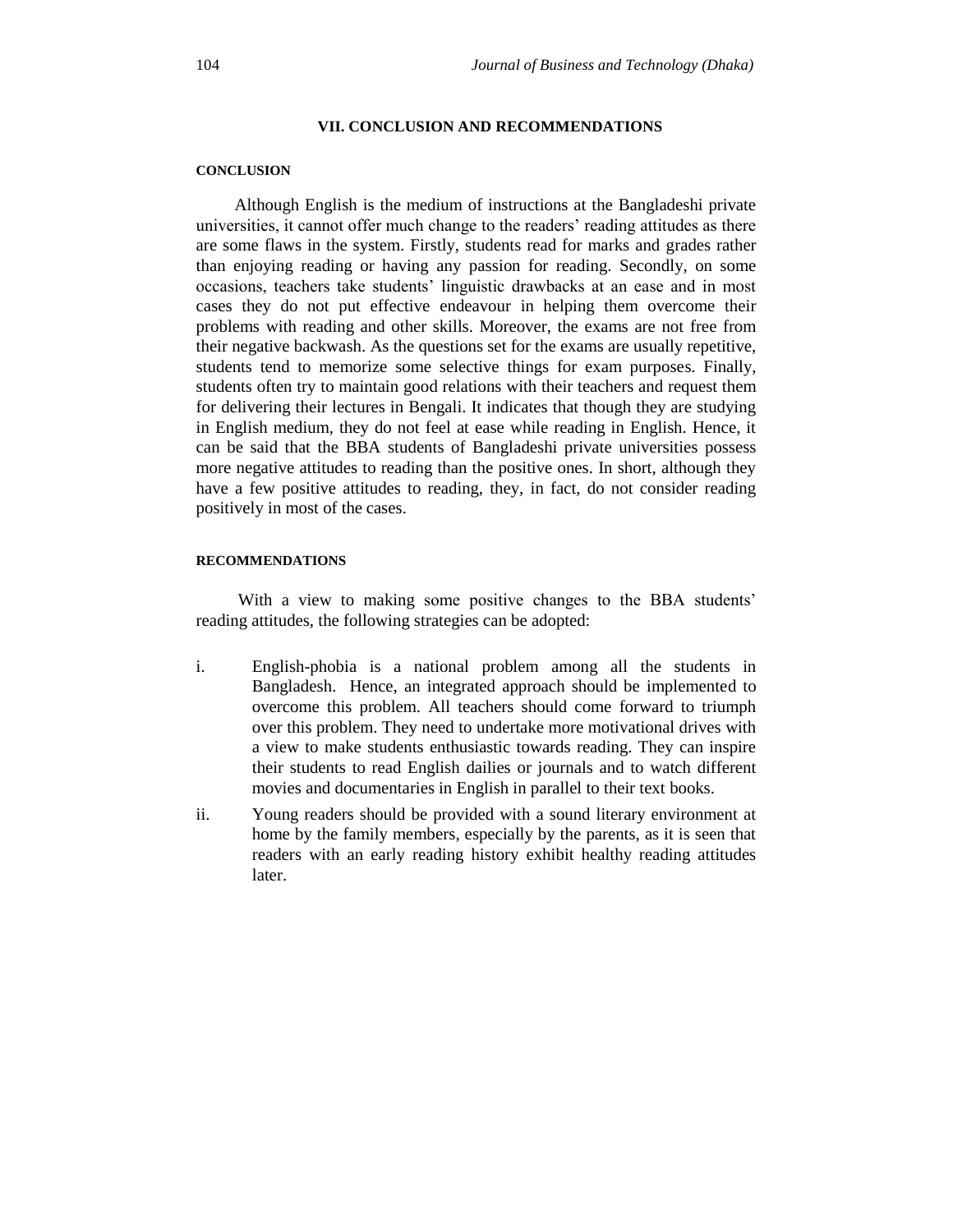## VII. CONCLUSION AND RECOMMENDATIONS

### CONCLUSION

Although English is the medium of instructions at the Bangladeshi private universities, it cannot offer much change to the readers' reading attitudes as there are some flaws in the system. Firstly, students read for marks and grades rather than enjoying reading or having any passion for reading. Secondly, on some occasions, teachers take students' linguistic drawbacks at an ease and in most cases they do not put effective endeavour in helping them overcome their problems with reading and other skills. Moreover, the exams are not free from their negative backwash. As the questions set for the exams are usually repetitive, students tend to memorize some selective things for exam purposes. Finally, students often try to maintain good relations with their teachers and request them for delivering their lectures in Bengali. It indicates that though they are studying in English medium, they do not feel at ease while reading in English. Hence, it can be said that the BBA students of Bangladeshi private universities possess more negative attitudes to reading than the positive ones. In short, although they have a few positive attitudes to reading, they, in fact, do not consider reading positively in most of the cases.

### RECOMMENDATIONS

With a view to making some positive changes to the BBA students' reading attitudes, the following strategies can be adopted:

i. English-phobia is a national problem among all the students in Bangladesh. Hence, an integrated approach should be implemented to overcome this problem. All teachers should come forward to triumph over this problem. They need to undertake more motivational drives with a view to make students enthusiastic towards reading. They can inspire their students to read English dailies or journals and to watch different movies and documentaries in English in parallel to their text books.

ii. Young readers should be provided with a sound literary environment at home by the family members, especially by the parents, as it is seen that readers with an early reading history exhibit healthy reading attitudes later.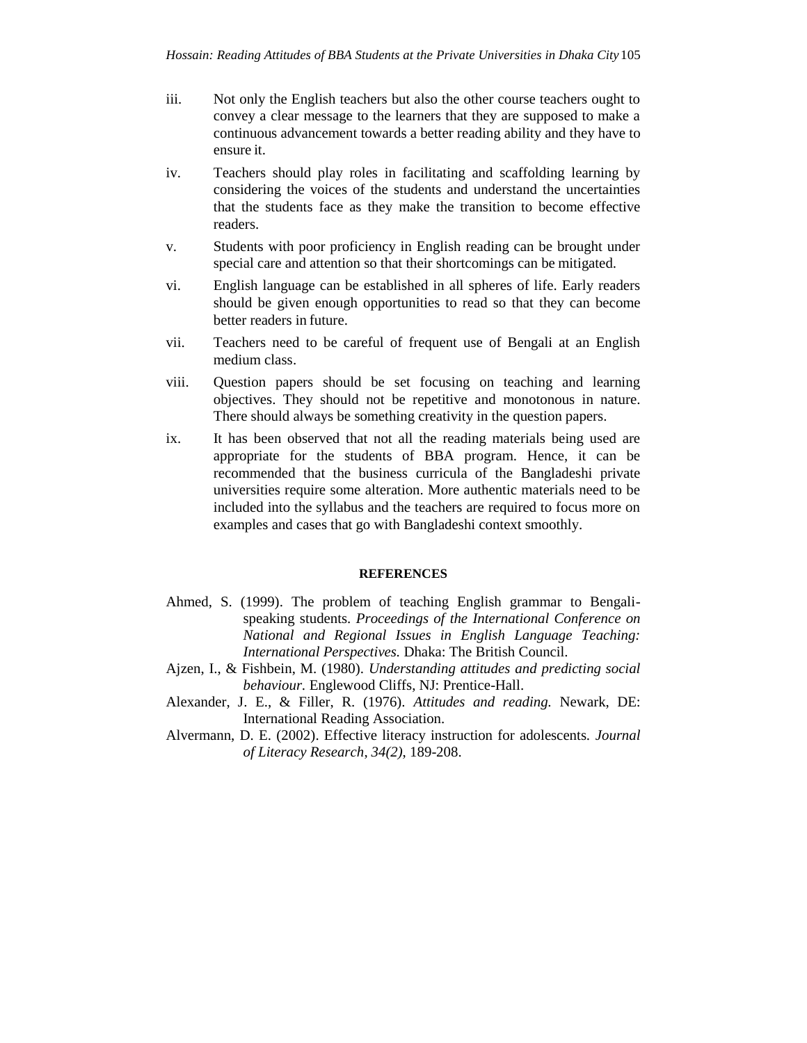iii. Not only the English teachers but also the other course teachers ought to convey a clear message to the learners that they are supposed to make a continuous advancement towards a better reading ability and they have to ensure it.

iv. Teachers should play roles in facilitating and scaffolding learning by considering the voices of the students and understand the uncertainties that the students face as they make the transition to become effective readers.

v. Students with poor proficiency in English reading can be brought under special care and attention so that their shortcomings can be mitigated.

vi. English language can be established in all spheres of life. Early readers should be given enough opportunities to read so that they can become better readers in future.

vii. Teachers need to be careful of frequent use of Bengali at an English medium class.

viii. Question papers should be set focusing on teaching and learning objectives. They should not be repetitive and monotonous in nature. There should always be something creativity in the question papers.

ix. It has been observed that not all the reading materials being used are appropriate for the students of BBA program. Hence, it can be recommended that the business curricula of the Bangladeshi private universities require some alteration. More authentic materials need to be included into the syllabus and the teachers are required to focus more on examples and cases that go with Bangladeshi context smoothly.

## REFERENCES

Ahmed, S. (1999). The problem of teaching English grammar to Bengali-speaking students. *Proceedings of the International Conference on National and Regional Issues in English Language Teaching: International Perspectives.* Dhaka: The British Council.

Ajzen, I., & Fishbein, M. (1980). *Understanding attitudes and predicting social behaviour.* Englewood Cliffs, NJ: Prentice-Hall.

Alexander, J. E., & Filler, R. (1976). *Attitudes and reading.* Newark, DE: International Reading Association.

Alvermann, D. E. (2002). Effective literacy instruction for adolescents. *Journal of Literacy Research, 34(2),* 189-208.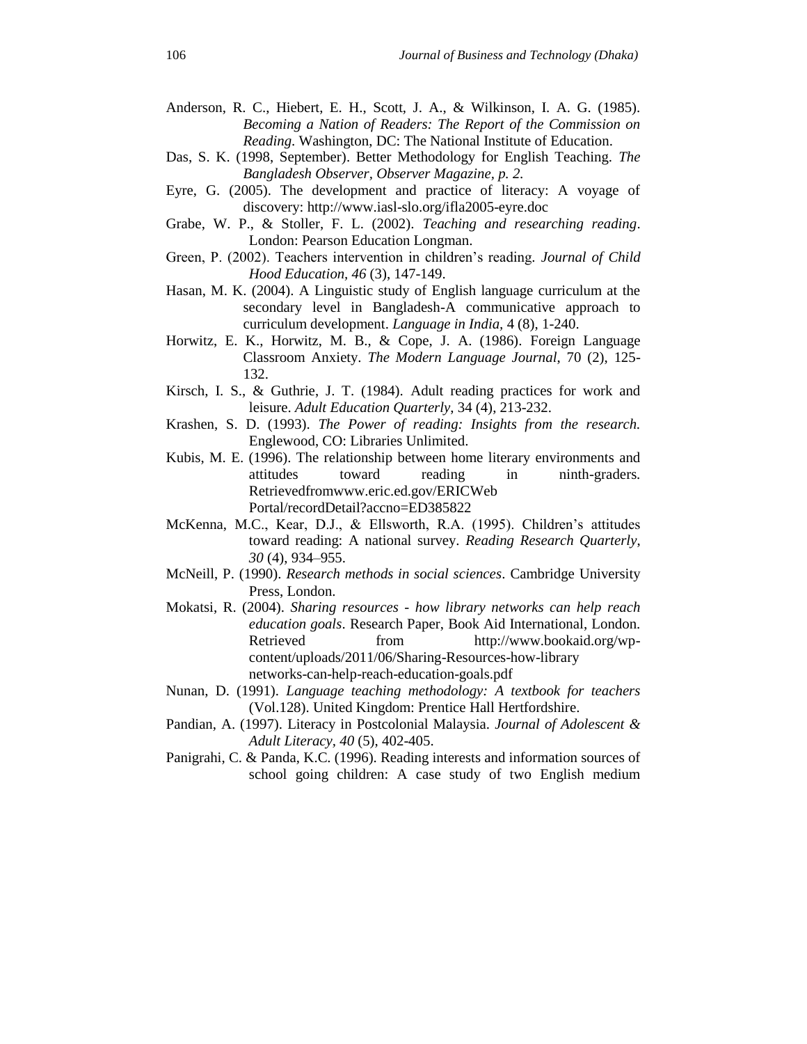Anderson, R. C., Hiebert, E. H., Scott, J. A., & Wilkinson, I. A. G. (1985). *Becoming a Nation of Readers: The Report of the Commission on Reading*. Washington, DC: The National Institute of Education.

Das, S. K. (1998, September). Better Methodology for English Teaching. *The Bangladesh Observer, Observer Magazine, p. 2.*

Eyre, G. (2005). The development and practice of literacy: A voyage of discovery: http://www.iasl-slo.org/ifla2005-eyre.doc

Grabe, W. P., & Stoller, F. L. (2002). *Teaching and researching reading*. London: Pearson Education Longman.

Green, P. (2002). Teachers intervention in children's reading. *Journal of Child Hood Education, 46* (3), 147-149.

Hasan, M. K. (2004). A Linguistic study of English language curriculum at the secondary level in Bangladesh-A communicative approach to curriculum development. *Language in India,* 4 (8), 1-240.

Horwitz, E. K., Horwitz, M. B., & Cope, J. A. (1986). Foreign Language Classroom Anxiety. *The Modern Language Journal*, 70 (2), 125-132.

Kirsch, I. S., & Guthrie, J. T. (1984). Adult reading practices for work and leisure. *Adult Education Quarterly*, 34 (4), 213-232.

Krashen, S. D. (1993). *The Power of reading: Insights from the research.* Englewood, CO: Libraries Unlimited.

Kubis, M. E. (1996). The relationship between home literary environments and attitudes toward reading in ninth-graders. Retrievedfromwww.eric.ed.gov/ERICWeb Portal/recordDetail?accno=ED385822

McKenna, M.C., Kear, D.J., & Ellsworth, R.A. (1995). Children's attitudes toward reading: A national survey. *Reading Research Quarterly, 30* (4), 934–955.

McNeill, P. (1990). *Research methods in social sciences*. Cambridge University Press, London.

Mokatsi, R. (2004). *Sharing resources - how library networks can help reach education goals*. Research Paper, Book Aid International, London. Retrieved from http://www.bookaid.org/wp-content/uploads/2011/06/Sharing-Resources-how-library networks-can-help-reach-education-goals.pdf

Nunan, D. (1991). *Language teaching methodology: A textbook for teachers* (Vol.128). United Kingdom: Prentice Hall Hertfordshire.

Pandian, A. (1997). Literacy in Postcolonial Malaysia. *Journal of Adolescent & Adult Literacy, 40* (5), 402-405.

Panigrahi, C. & Panda, K.C. (1996). Reading interests and information sources of school going children: A case study of two English medium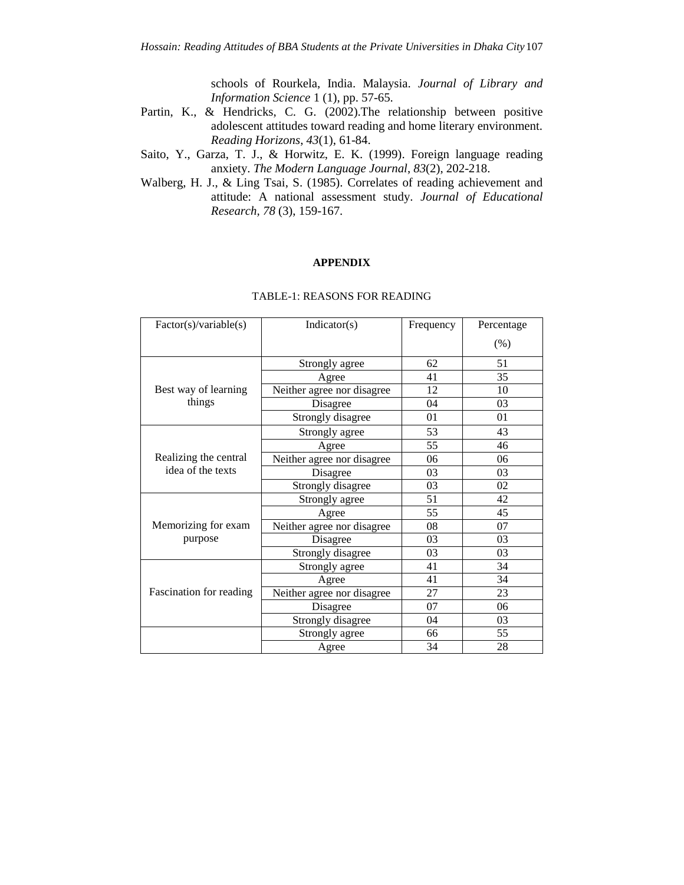schools of Rourkela, India. Malaysia. *Journal of Library and Information Science* 1 (1), pp. 57-65.

Partin, K., & Hendricks, C. G. (2002).The relationship between positive adolescent attitudes toward reading and home literary environment. *Reading Horizons*, *43*(1), 61-84.

Saito, Y., Garza, T. J., & Horwitz, E. K. (1999). Foreign language reading anxiety. *The Modern Language Journal*, *83*(2), 202-218.

Walberg, H. J., & Ling Tsai, S. (1985). Correlates of reading achievement and attitude: A national assessment study. *Journal of Educational Research, 78* (3), 159-167.

## APPENDIX

TABLE-1: REASONS FOR READING

| Factor(s)/variable(s) | Indicator(s) | Frequency | Percentage (%) |
|---|---|---|---|
| Best way of learning things | Strongly agree | 62 | 51 |
| | Agree | 41 | 35 |
| | Neither agree nor disagree | 12 | 10 |
| | Disagree | 04 | 03 |
| | Strongly disagree | 01 | 01 |
| Realizing the central idea of the texts | Strongly agree | 53 | 43 |
| | Agree | 55 | 46 |
| | Neither agree nor disagree | 06 | 06 |
| | Disagree | 03 | 03 |
| | Strongly disagree | 03 | 02 |
| Memorizing for exam purpose | Strongly agree | 51 | 42 |
| | Agree | 55 | 45 |
| | Neither agree nor disagree | 08 | 07 |
| | Disagree | 03 | 03 |
| | Strongly disagree | 03 | 03 |
| Fascination for reading | Strongly agree | 41 | 34 |
| | Agree | 41 | 34 |
| | Neither agree nor disagree | 27 | 23 |
| | Disagree | 07 | 06 |
| | Strongly disagree | 04 | 03 |
| | Strongly agree | 66 | 55 |
| | Agree | 34 | 28 |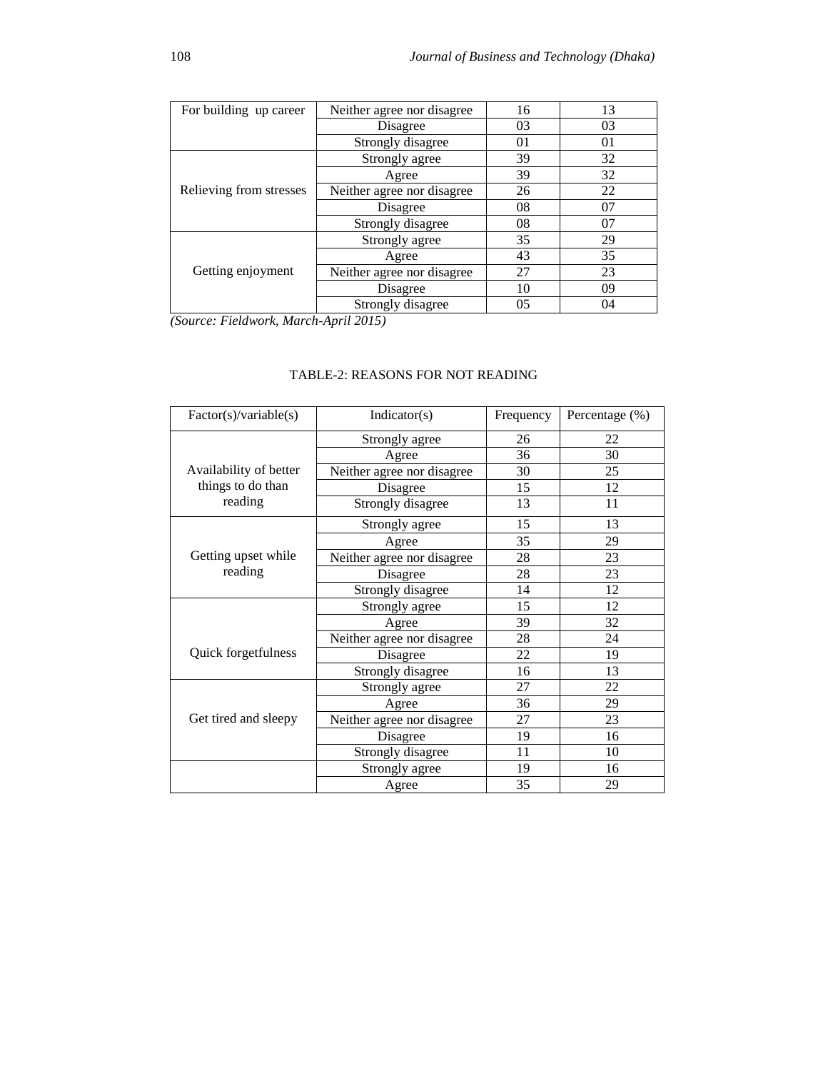| | | | |
|---|---|---|---|
| For building up career | Neither agree nor disagree | 16 | 13 |
| | Disagree | 03 | 03 |
| | Strongly disagree | 01 | 01 |
| Relieving from stresses | Strongly agree | 39 | 32 |
| | Agree | 39 | 32 |
| | Neither agree nor disagree | 26 | 22 |
| | Disagree | 08 | 07 |
| | Strongly disagree | 08 | 07 |
| Getting enjoyment | Strongly agree | 35 | 29 |
| | Agree | 43 | 35 |
| | Neither agree nor disagree | 27 | 23 |
| | Disagree | 10 | 09 |
| | Strongly disagree | 05 | 04 |

*(Source: Fieldwork, March-April 2015)*

TABLE-2: REASONS FOR NOT READING

| Factor(s)/variable(s) | Indicator(s) | Frequency | Percentage (%) |
|---|---|---|---|
| Availability of better things to do than reading | Strongly agree | 26 | 22 |
| | Agree | 36 | 30 |
| | Neither agree nor disagree | 30 | 25 |
| | Disagree | 15 | 12 |
| | Strongly disagree | 13 | 11 |
| Getting upset while reading | Strongly agree | 15 | 13 |
| | Agree | 35 | 29 |
| | Neither agree nor disagree | 28 | 23 |
| | Disagree | 28 | 23 |
| | Strongly disagree | 14 | 12 |
| Quick forgetfulness | Strongly agree | 15 | 12 |
| | Agree | 39 | 32 |
| | Neither agree nor disagree | 28 | 24 |
| | Disagree | 22 | 19 |
| | Strongly disagree | 16 | 13 |
| Get tired and sleepy | Strongly agree | 27 | 22 |
| | Agree | 36 | 29 |
| | Neither agree nor disagree | 27 | 23 |
| | Disagree | 19 | 16 |
| | Strongly disagree | 11 | 10 |
| | Strongly agree | 19 | 16 |
| | Agree | 35 | 29 |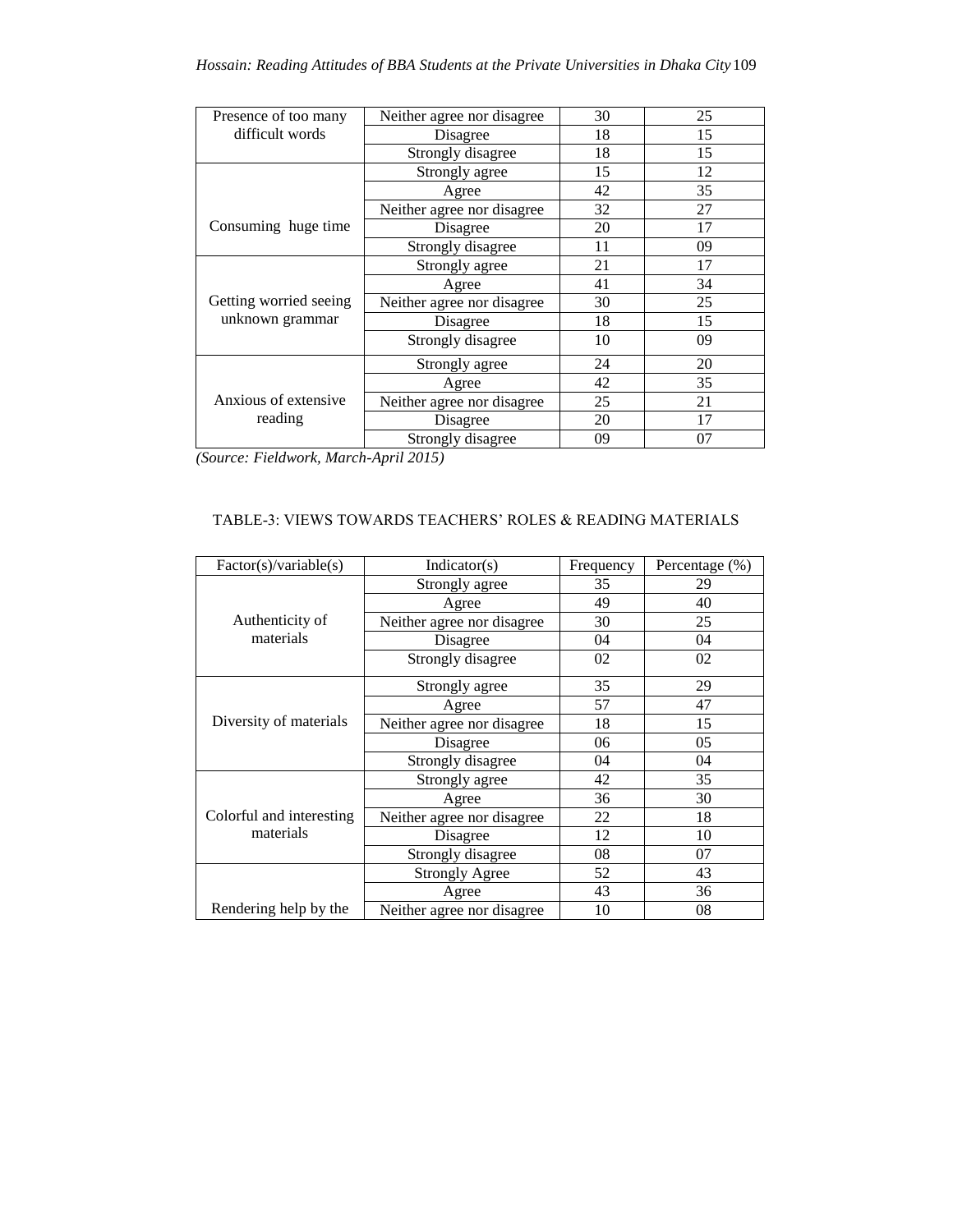| Presence of too many difficult words | Neither agree nor disagree | 30 | 25 |
|---|---|---|---|
| | Disagree | 18 | 15 |
| | Strongly disagree | 18 | 15 |
| Consuming huge time | Strongly agree | 15 | 12 |
| | Agree | 42 | 35 |
| | Neither agree nor disagree | 32 | 27 |
| | Disagree | 20 | 17 |
| | Strongly disagree | 11 | 09 |
| Getting worried seeing unknown grammar | Strongly agree | 21 | 17 |
| | Agree | 41 | 34 |
| | Neither agree nor disagree | 30 | 25 |
| | Disagree | 18 | 15 |
| | Strongly disagree | 10 | 09 |
| Anxious of extensive reading | Strongly agree | 24 | 20 |
| | Agree | 42 | 35 |
| | Neither agree nor disagree | 25 | 21 |
| | Disagree | 20 | 17 |
| | Strongly disagree | 09 | 07 |

*(Source: Fieldwork, March-April 2015)*

TABLE-3: VIEWS TOWARDS TEACHERS' ROLES & READING MATERIALS

| Factor(s)/variable(s) | Indicator(s) | Frequency | Percentage (%) |
|---|---|---|---|
| Authenticity of materials | Strongly agree | 35 | 29 |
| | Agree | 49 | 40 |
| | Neither agree nor disagree | 30 | 25 |
| | Disagree | 04 | 04 |
| | Strongly disagree | 02 | 02 |
| Diversity of materials | Strongly agree | 35 | 29 |
| | Agree | 57 | 47 |
| | Neither agree nor disagree | 18 | 15 |
| | Disagree | 06 | 05 |
| | Strongly disagree | 04 | 04 |
| Colorful and interesting materials | Strongly agree | 42 | 35 |
| | Agree | 36 | 30 |
| | Neither agree nor disagree | 22 | 18 |
| | Disagree | 12 | 10 |
| | Strongly disagree | 08 | 07 |
| Rendering help by the | Strongly Agree | 52 | 43 |
| | Agree | 43 | 36 |
| | Neither agree nor disagree | 10 | 08 |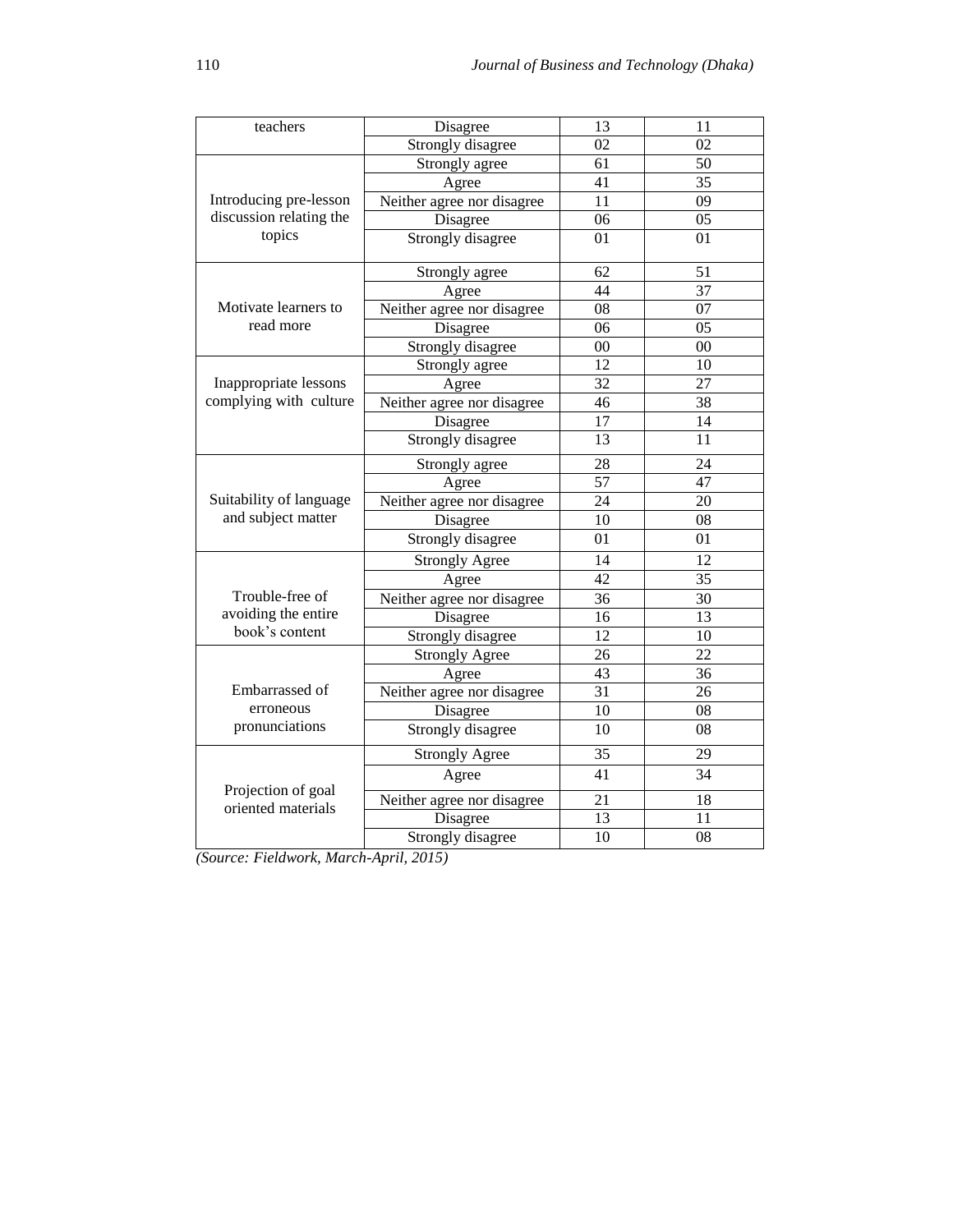| | | | |
|---|---|---|---|
| teachers | Disagree | 13 | 11 |
| | Strongly disagree | 02 | 02 |
| Introducing pre-lesson discussion relating the topics | Strongly agree | 61 | 50 |
| | Agree | 41 | 35 |
| | Neither agree nor disagree | 11 | 09 |
| | Disagree | 06 | 05 |
| | Strongly disagree | 01 | 01 |
| Motivate learners to read more | Strongly agree | 62 | 51 |
| | Agree | 44 | 37 |
| | Neither agree nor disagree | 08 | 07 |
| | Disagree | 06 | 05 |
| | Strongly disagree | 00 | 00 |
| Inappropriate lessons complying with culture | Strongly agree | 12 | 10 |
| | Agree | 32 | 27 |
| | Neither agree nor disagree | 46 | 38 |
| | Disagree | 17 | 14 |
| | Strongly disagree | 13 | 11 |
| Suitability of language and subject matter | Strongly agree | 28 | 24 |
| | Agree | 57 | 47 |
| | Neither agree nor disagree | 24 | 20 |
| | Disagree | 10 | 08 |
| | Strongly disagree | 01 | 01 |
| Trouble-free of avoiding the entire book's content | Strongly Agree | 14 | 12 |
| | Agree | 42 | 35 |
| | Neither agree nor disagree | 36 | 30 |
| | Disagree | 16 | 13 |
| | Strongly disagree | 12 | 10 |
| Embarrassed of erroneous pronunciations | Strongly Agree | 26 | 22 |
| | Agree | 43 | 36 |
| | Neither agree nor disagree | 31 | 26 |
| | Disagree | 10 | 08 |
| | Strongly disagree | 10 | 08 |
| Projection of goal oriented materials | Strongly Agree | 35 | 29 |
| | Agree | 41 | 34 |
| | Neither agree nor disagree | 21 | 18 |
| | Disagree | 13 | 11 |
| | Strongly disagree | 10 | 08 |

*(Source: Fieldwork, March-April, 2015)*